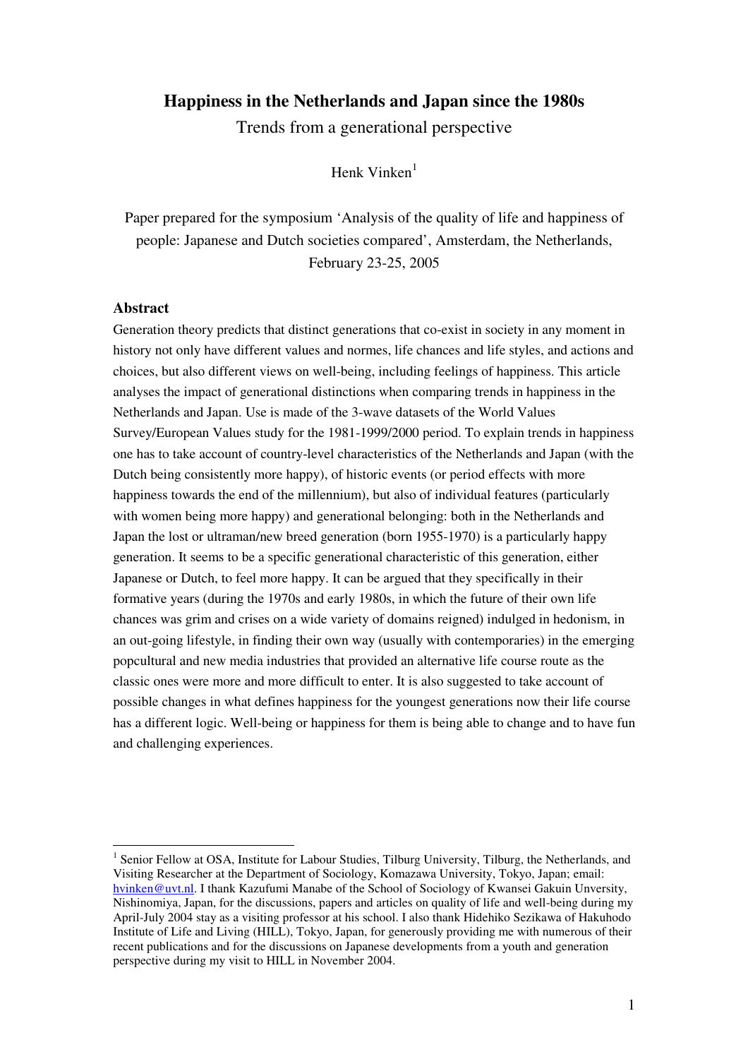# Happiness in the Netherlands and Japan since the 1980s

Trends from a generational perspective

Henk Vinken[1]

Paper prepared for the symposium 'Analysis of the quality of life and happiness of people: Japanese and Dutch societies compared', Amsterdam, the Netherlands, February 23-25, 2005

## Abstract

Generation theory predicts that distinct generations that co-exist in society in any moment in history not only have different values and normes, life chances and life styles, and actions and choices, but also different views on well-being, including feelings of happiness. This article analyses the impact of generational distinctions when comparing trends in happiness in the Netherlands and Japan. Use is made of the 3-wave datasets of the World Values Survey/European Values study for the 1981-1999/2000 period. To explain trends in happiness one has to take account of country-level characteristics of the Netherlands and Japan (with the Dutch being consistently more happy), of historic events (or period effects with more happiness towards the end of the millennium), but also of individual features (particularly with women being more happy) and generational belonging: both in the Netherlands and Japan the lost or ultraman/new breed generation (born 1955-1970) is a particularly happy generation. It seems to be a specific generational characteristic of this generation, either Japanese or Dutch, to feel more happy. It can be argued that they specifically in their formative years (during the 1970s and early 1980s, in which the future of their own life chances was grim and crises on a wide variety of domains reigned) indulged in hedonism, in an out-going lifestyle, in finding their own way (usually with contemporaries) in the emerging popcultural and new media industries that provided an alternative life course route as the classic ones were more and more difficult to enter. It is also suggested to take account of possible changes in what defines happiness for the youngest generations now their life course has a different logic. Well-being or happiness for them is being able to change and to have fun and challenging experiences.

---

[1] Senior Fellow at OSA, Institute for Labour Studies, Tilburg University, Tilburg, the Netherlands, and Visiting Researcher at the Department of Sociology, Komazawa University, Tokyo, Japan; email: hvinken@uvt.nl. I thank Kazufumi Manabe of the School of Sociology of Kwansei Gakuin Unversity, Nishinomiya, Japan, for the discussions, papers and articles on quality of life and well-being during my April-July 2004 stay as a visiting professor at his school. I also thank Hidehiko Sezikawa of Hakuhodo Institute of Life and Living (HILL), Tokyo, Japan, for generously providing me with numerous of their recent publications and for the discussions on Japanese developments from a youth and generation perspective during my visit to HILL in November 2004.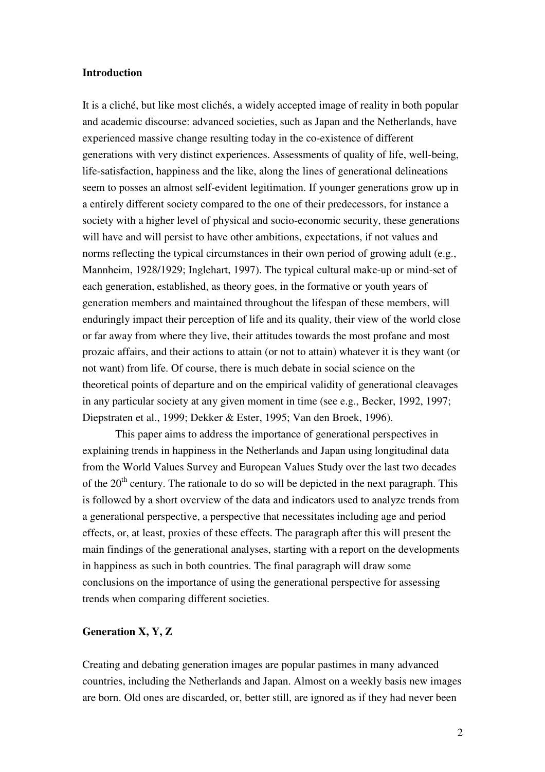## Introduction

It is a cliché, but like most clichés, a widely accepted image of reality in both popular and academic discourse: advanced societies, such as Japan and the Netherlands, have experienced massive change resulting today in the co-existence of different generations with very distinct experiences. Assessments of quality of life, well-being, life-satisfaction, happiness and the like, along the lines of generational delineations seem to posses an almost self-evident legitimation. If younger generations grow up in a entirely different society compared to the one of their predecessors, for instance a society with a higher level of physical and socio-economic security, these generations will have and will persist to have other ambitions, expectations, if not values and norms reflecting the typical circumstances in their own period of growing adult (e.g., Mannheim, 1928/1929; Inglehart, 1997). The typical cultural make-up or mind-set of each generation, established, as theory goes, in the formative or youth years of generation members and maintained throughout the lifespan of these members, will enduringly impact their perception of life and its quality, their view of the world close or far away from where they live, their attitudes towards the most profane and most prozaic affairs, and their actions to attain (or not to attain) whatever it is they want (or not want) from life. Of course, there is much debate in social science on the theoretical points of departure and on the empirical validity of generational cleavages in any particular society at any given moment in time (see e.g., Becker, 1992, 1997; Diepstraten et al., 1999; Dekker & Ester, 1995; Van den Broek, 1996).

This paper aims to address the importance of generational perspectives in explaining trends in happiness in the Netherlands and Japan using longitudinal data from the World Values Survey and European Values Study over the last two decades of the 20th century. The rationale to do so will be depicted in the next paragraph. This is followed by a short overview of the data and indicators used to analyze trends from a generational perspective, a perspective that necessitates including age and period effects, or, at least, proxies of these effects. The paragraph after this will present the main findings of the generational analyses, starting with a report on the developments in happiness as such in both countries. The final paragraph will draw some conclusions on the importance of using the generational perspective for assessing trends when comparing different societies.

## Generation X, Y, Z

Creating and debating generation images are popular pastimes in many advanced countries, including the Netherlands and Japan. Almost on a weekly basis new images are born. Old ones are discarded, or, better still, are ignored as if they had never been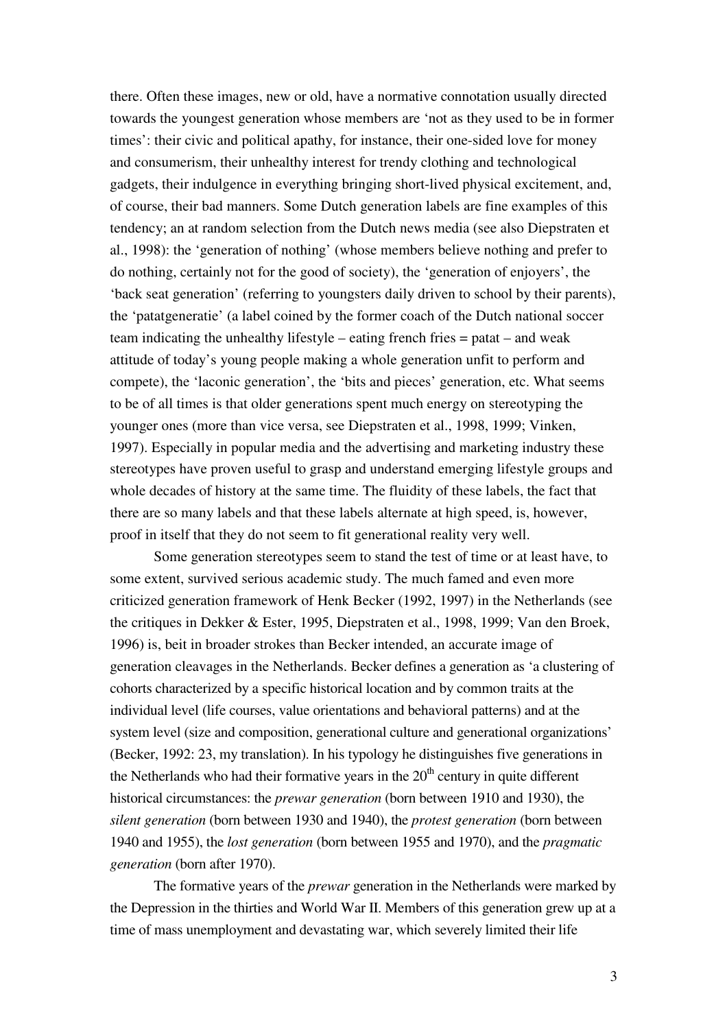there. Often these images, new or old, have a normative connotation usually directed towards the youngest generation whose members are 'not as they used to be in former times': their civic and political apathy, for instance, their one-sided love for money and consumerism, their unhealthy interest for trendy clothing and technological gadgets, their indulgence in everything bringing short-lived physical excitement, and, of course, their bad manners. Some Dutch generation labels are fine examples of this tendency; an at random selection from the Dutch news media (see also Diepstraten et al., 1998): the 'generation of nothing' (whose members believe nothing and prefer to do nothing, certainly not for the good of society), the 'generation of enjoyers', the 'back seat generation' (referring to youngsters daily driven to school by their parents), the 'patatgeneratie' (a label coined by the former coach of the Dutch national soccer team indicating the unhealthy lifestyle – eating french fries = patat – and weak attitude of today's young people making a whole generation unfit to perform and compete), the 'laconic generation', the 'bits and pieces' generation, etc. What seems to be of all times is that older generations spent much energy on stereotyping the younger ones (more than vice versa, see Diepstraten et al., 1998, 1999; Vinken, 1997). Especially in popular media and the advertising and marketing industry these stereotypes have proven useful to grasp and understand emerging lifestyle groups and whole decades of history at the same time. The fluidity of these labels, the fact that there are so many labels and that these labels alternate at high speed, is, however, proof in itself that they do not seem to fit generational reality very well.

Some generation stereotypes seem to stand the test of time or at least have, to some extent, survived serious academic study. The much famed and even more criticized generation framework of Henk Becker (1992, 1997) in the Netherlands (see the critiques in Dekker & Ester, 1995, Diepstraten et al., 1998, 1999; Van den Broek, 1996) is, beit in broader strokes than Becker intended, an accurate image of generation cleavages in the Netherlands. Becker defines a generation as 'a clustering of cohorts characterized by a specific historical location and by common traits at the individual level (life courses, value orientations and behavioral patterns) and at the system level (size and composition, generational culture and generational organizations' (Becker, 1992: 23, my translation). In his typology he distinguishes five generations in the Netherlands who had their formative years in the 20th century in quite different historical circumstances: the *prewar generation* (born between 1910 and 1930), the *silent generation* (born between 1930 and 1940), the *protest generation* (born between 1940 and 1955), the *lost generation* (born between 1955 and 1970), and the *pragmatic generation* (born after 1970).

The formative years of the *prewar* generation in the Netherlands were marked by the Depression in the thirties and World War II. Members of this generation grew up at a time of mass unemployment and devastating war, which severely limited their life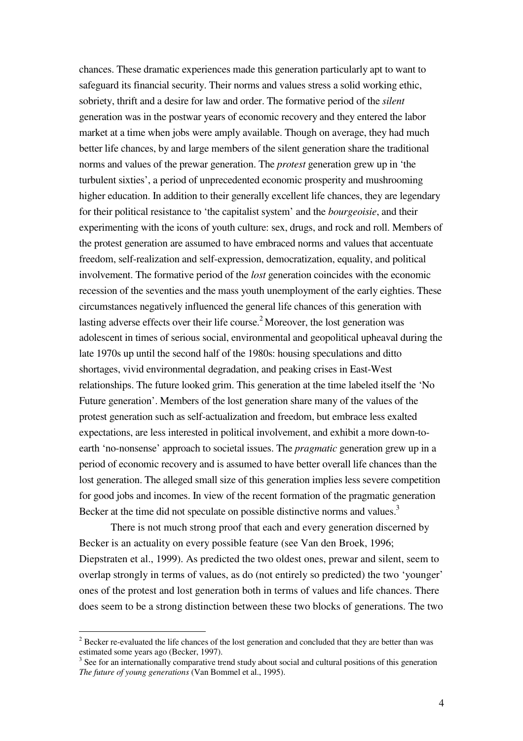chances. These dramatic experiences made this generation particularly apt to want to safeguard its financial security. Their norms and values stress a solid working ethic, sobriety, thrift and a desire for law and order. The formative period of the *silent* generation was in the postwar years of economic recovery and they entered the labor market at a time when jobs were amply available. Though on average, they had much better life chances, by and large members of the silent generation share the traditional norms and values of the prewar generation. The *protest* generation grew up in 'the turbulent sixties', a period of unprecedented economic prosperity and mushrooming higher education. In addition to their generally excellent life chances, they are legendary for their political resistance to 'the capitalist system' and the *bourgeoisie*, and their experimenting with the icons of youth culture: sex, drugs, and rock and roll. Members of the protest generation are assumed to have embraced norms and values that accentuate freedom, self-realization and self-expression, democratization, equality, and political involvement. The formative period of the *lost* generation coincides with the economic recession of the seventies and the mass youth unemployment of the early eighties. These circumstances negatively influenced the general life chances of this generation with lasting adverse effects over their life course.[2] Moreover, the lost generation was adolescent in times of serious social, environmental and geopolitical upheaval during the late 1970s up until the second half of the 1980s: housing speculations and ditto shortages, vivid environmental degradation, and peaking crises in East-West relationships. The future looked grim. This generation at the time labeled itself the 'No Future generation'. Members of the lost generation share many of the values of the protest generation such as self-actualization and freedom, but embrace less exalted expectations, are less interested in political involvement, and exhibit a more down-to-earth 'no-nonsense' approach to societal issues. The *pragmatic* generation grew up in a period of economic recovery and is assumed to have better overall life chances than the lost generation. The alleged small size of this generation implies less severe competition for good jobs and incomes. In view of the recent formation of the pragmatic generation Becker at the time did not speculate on possible distinctive norms and values.[3]

There is not much strong proof that each and every generation discerned by Becker is an actuality on every possible feature (see Van den Broek, 1996; Diepstraten et al., 1999). As predicted the two oldest ones, prewar and silent, seem to overlap strongly in terms of values, as do (not entirely so predicted) the two 'younger' ones of the protest and lost generation both in terms of values and life chances. There does seem to be a strong distinction between these two blocks of generations. The two

[2] Becker re-evaluated the life chances of the lost generation and concluded that they are better than was estimated some years ago (Becker, 1997).

[3] See for an internationally comparative trend study about social and cultural positions of this generation *The future of young generations* (Van Bommel et al., 1995).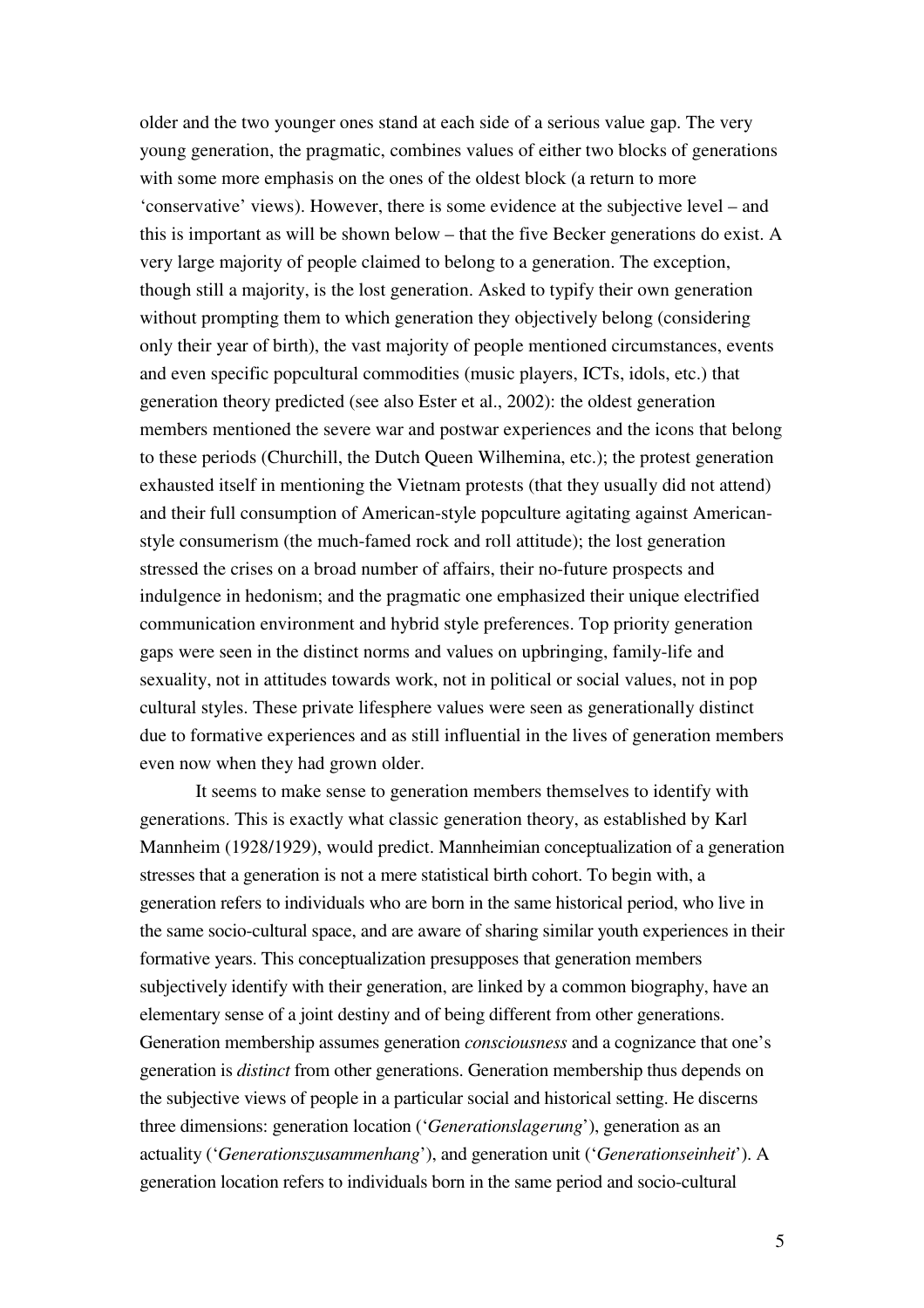older and the two younger ones stand at each side of a serious value gap. The very young generation, the pragmatic, combines values of either two blocks of generations with some more emphasis on the ones of the oldest block (a return to more 'conservative' views). However, there is some evidence at the subjective level – and this is important as will be shown below – that the five Becker generations do exist. A very large majority of people claimed to belong to a generation. The exception, though still a majority, is the lost generation. Asked to typify their own generation without prompting them to which generation they objectively belong (considering only their year of birth), the vast majority of people mentioned circumstances, events and even specific popcultural commodities (music players, ICTs, idols, etc.) that generation theory predicted (see also Ester et al., 2002): the oldest generation members mentioned the severe war and postwar experiences and the icons that belong to these periods (Churchill, the Dutch Queen Wilhemina, etc.); the protest generation exhausted itself in mentioning the Vietnam protests (that they usually did not attend) and their full consumption of American-style popculture agitating against American-style consumerism (the much-famed rock and roll attitude); the lost generation stressed the crises on a broad number of affairs, their no-future prospects and indulgence in hedonism; and the pragmatic one emphasized their unique electrified communication environment and hybrid style preferences. Top priority generation gaps were seen in the distinct norms and values on upbringing, family-life and sexuality, not in attitudes towards work, not in political or social values, not in pop cultural styles. These private lifesphere values were seen as generationally distinct due to formative experiences and as still influential in the lives of generation members even now when they had grown older.

It seems to make sense to generation members themselves to identify with generations. This is exactly what classic generation theory, as established by Karl Mannheim (1928/1929), would predict. Mannheimian conceptualization of a generation stresses that a generation is not a mere statistical birth cohort. To begin with, a generation refers to individuals who are born in the same historical period, who live in the same socio-cultural space, and are aware of sharing similar youth experiences in their formative years. This conceptualization presupposes that generation members subjectively identify with their generation, are linked by a common biography, have an elementary sense of a joint destiny and of being different from other generations. Generation membership assumes generation *consciousness* and a cognizance that one's generation is *distinct* from other generations. Generation membership thus depends on the subjective views of people in a particular social and historical setting. He discerns three dimensions: generation location ('*Generationslagerung*'), generation as an actuality ('*Generationszusammenhang*'), and generation unit ('*Generationseinheit*'). A generation location refers to individuals born in the same period and socio-cultural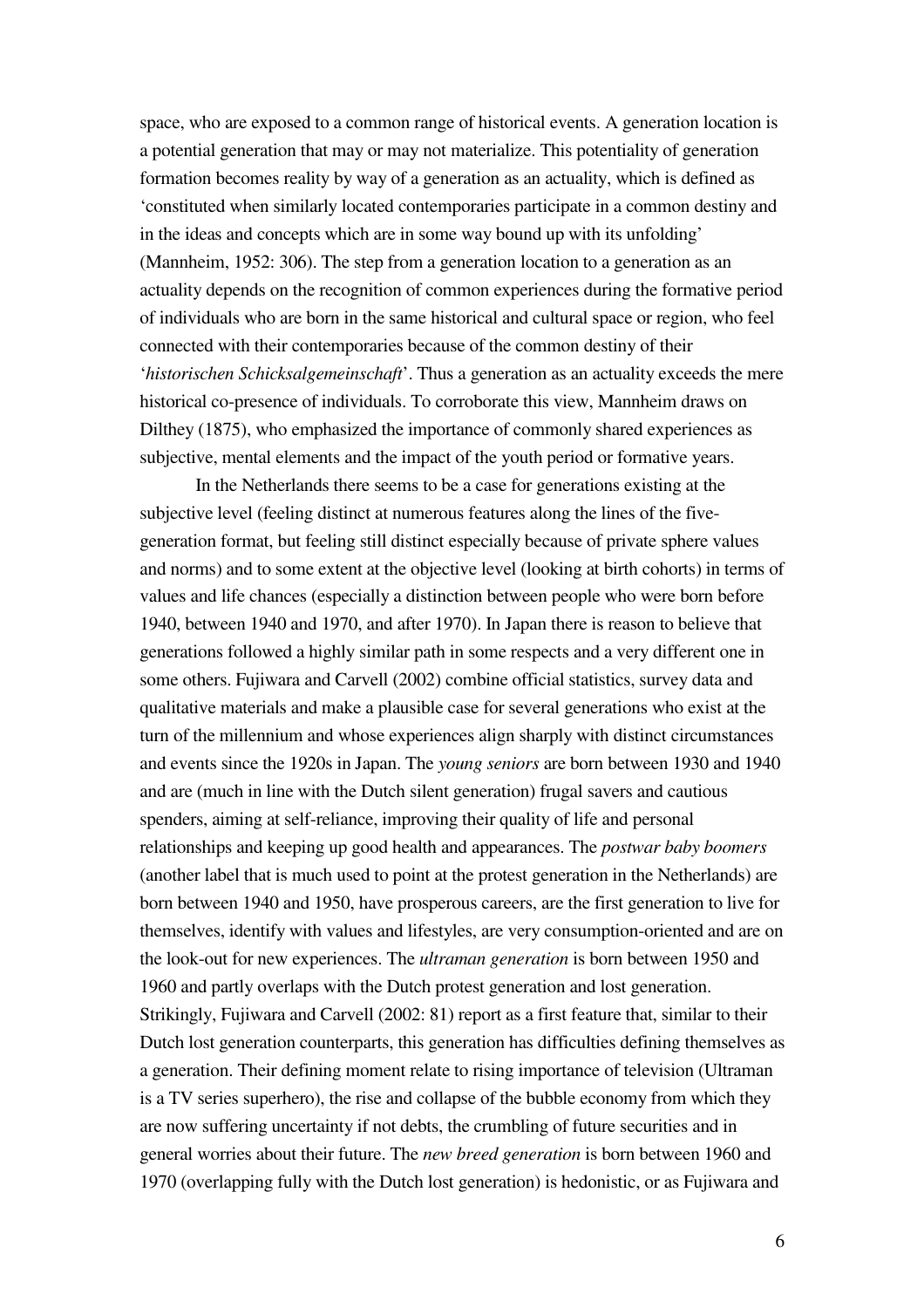space, who are exposed to a common range of historical events. A generation location is a potential generation that may or may not materialize. This potentiality of generation formation becomes reality by way of a generation as an actuality, which is defined as 'constituted when similarly located contemporaries participate in a common destiny and in the ideas and concepts which are in some way bound up with its unfolding' (Mannheim, 1952: 306). The step from a generation location to a generation as an actuality depends on the recognition of common experiences during the formative period of individuals who are born in the same historical and cultural space or region, who feel connected with their contemporaries because of the common destiny of their '*historischen Schicksalgemeinschaft*'. Thus a generation as an actuality exceeds the mere historical co-presence of individuals. To corroborate this view, Mannheim draws on Dilthey (1875), who emphasized the importance of commonly shared experiences as subjective, mental elements and the impact of the youth period or formative years.

In the Netherlands there seems to be a case for generations existing at the subjective level (feeling distinct at numerous features along the lines of the five-generation format, but feeling still distinct especially because of private sphere values and norms) and to some extent at the objective level (looking at birth cohorts) in terms of values and life chances (especially a distinction between people who were born before 1940, between 1940 and 1970, and after 1970). In Japan there is reason to believe that generations followed a highly similar path in some respects and a very different one in some others. Fujiwara and Carvell (2002) combine official statistics, survey data and qualitative materials and make a plausible case for several generations who exist at the turn of the millennium and whose experiences align sharply with distinct circumstances and events since the 1920s in Japan. The *young seniors* are born between 1930 and 1940 and are (much in line with the Dutch silent generation) frugal savers and cautious spenders, aiming at self-reliance, improving their quality of life and personal relationships and keeping up good health and appearances. The *postwar baby boomers* (another label that is much used to point at the protest generation in the Netherlands) are born between 1940 and 1950, have prosperous careers, are the first generation to live for themselves, identify with values and lifestyles, are very consumption-oriented and are on the look-out for new experiences. The *ultraman generation* is born between 1950 and 1960 and partly overlaps with the Dutch protest generation and lost generation. Strikingly, Fujiwara and Carvell (2002: 81) report as a first feature that, similar to their Dutch lost generation counterparts, this generation has difficulties defining themselves as a generation. Their defining moment relate to rising importance of television (Ultraman is a TV series superhero), the rise and collapse of the bubble economy from which they are now suffering uncertainty if not debts, the crumbling of future securities and in general worries about their future. The *new breed generation* is born between 1960 and 1970 (overlapping fully with the Dutch lost generation) is hedonistic, or as Fujiwara and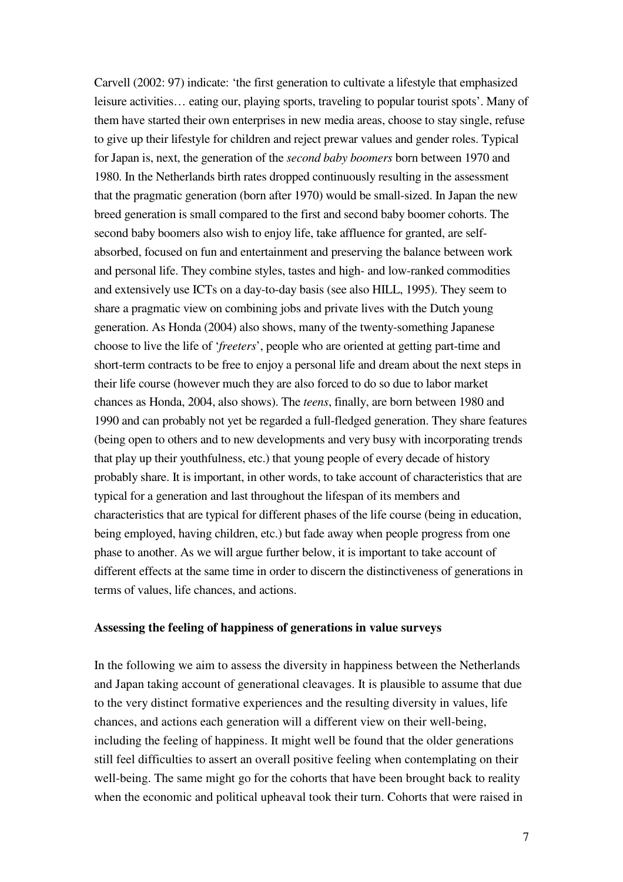Carvell (2002: 97) indicate: 'the first generation to cultivate a lifestyle that emphasized leisure activities… eating our, playing sports, traveling to popular tourist spots'. Many of them have started their own enterprises in new media areas, choose to stay single, refuse to give up their lifestyle for children and reject prewar values and gender roles. Typical for Japan is, next, the generation of the *second baby boomers* born between 1970 and 1980. In the Netherlands birth rates dropped continuously resulting in the assessment that the pragmatic generation (born after 1970) would be small-sized. In Japan the new breed generation is small compared to the first and second baby boomer cohorts. The second baby boomers also wish to enjoy life, take affluence for granted, are self-absorbed, focused on fun and entertainment and preserving the balance between work and personal life. They combine styles, tastes and high- and low-ranked commodities and extensively use ICTs on a day-to-day basis (see also HILL, 1995). They seem to share a pragmatic view on combining jobs and private lives with the Dutch young generation. As Honda (2004) also shows, many of the twenty-something Japanese choose to live the life of '*freeters*', people who are oriented at getting part-time and short-term contracts to be free to enjoy a personal life and dream about the next steps in their life course (however much they are also forced to do so due to labor market chances as Honda, 2004, also shows). The *teens*, finally, are born between 1980 and 1990 and can probably not yet be regarded a full-fledged generation. They share features (being open to others and to new developments and very busy with incorporating trends that play up their youthfulness, etc.) that young people of every decade of history probably share. It is important, in other words, to take account of characteristics that are typical for a generation and last throughout the lifespan of its members and characteristics that are typical for different phases of the life course (being in education, being employed, having children, etc.) but fade away when people progress from one phase to another. As we will argue further below, it is important to take account of different effects at the same time in order to discern the distinctiveness of generations in terms of values, life chances, and actions.

**Assessing the feeling of happiness of generations in value surveys**

In the following we aim to assess the diversity in happiness between the Netherlands and Japan taking account of generational cleavages. It is plausible to assume that due to the very distinct formative experiences and the resulting diversity in values, life chances, and actions each generation will a different view on their well-being, including the feeling of happiness. It might well be found that the older generations still feel difficulties to assert an overall positive feeling when contemplating on their well-being. The same might go for the cohorts that have been brought back to reality when the economic and political upheaval took their turn. Cohorts that were raised in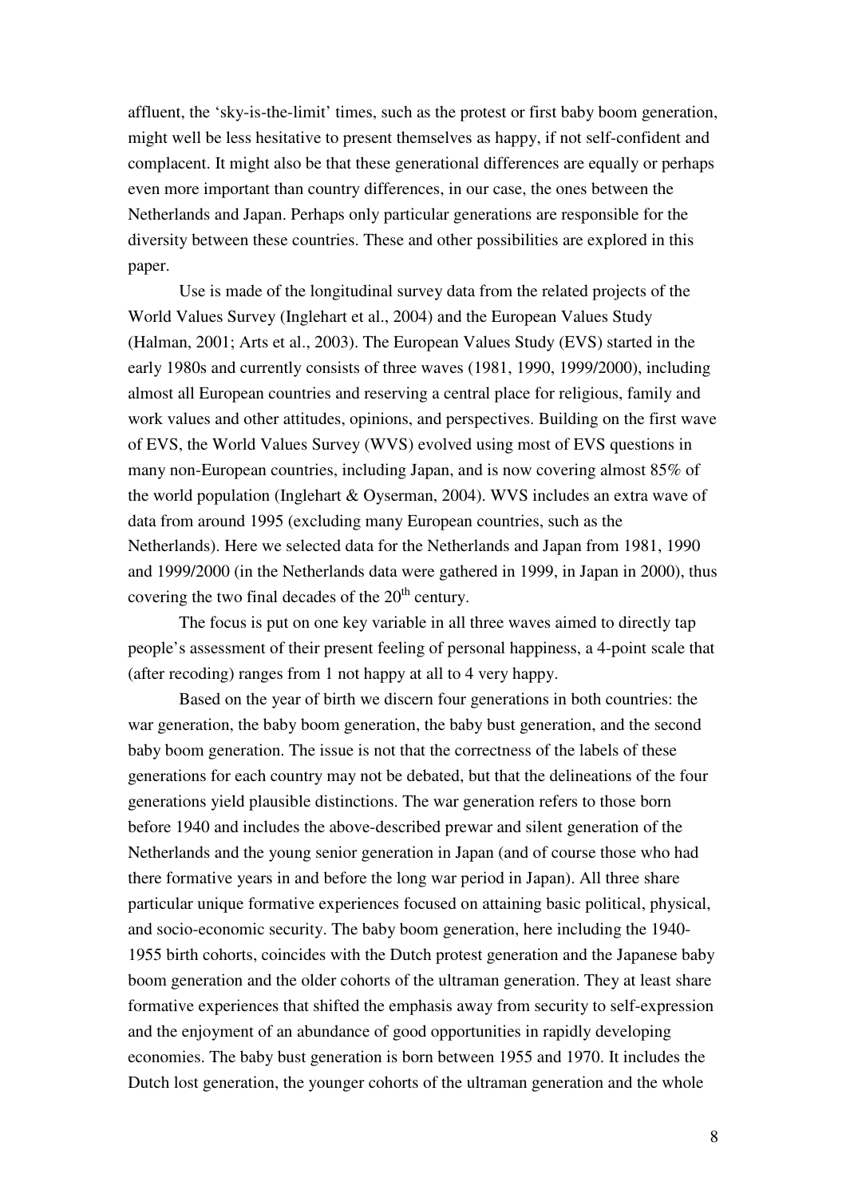affluent, the 'sky-is-the-limit' times, such as the protest or first baby boom generation, might well be less hesitative to present themselves as happy, if not self-confident and complacent. It might also be that these generational differences are equally or perhaps even more important than country differences, in our case, the ones between the Netherlands and Japan. Perhaps only particular generations are responsible for the diversity between these countries. These and other possibilities are explored in this paper.

Use is made of the longitudinal survey data from the related projects of the World Values Survey (Inglehart et al., 2004) and the European Values Study (Halman, 2001; Arts et al., 2003). The European Values Study (EVS) started in the early 1980s and currently consists of three waves (1981, 1990, 1999/2000), including almost all European countries and reserving a central place for religious, family and work values and other attitudes, opinions, and perspectives. Building on the first wave of EVS, the World Values Survey (WVS) evolved using most of EVS questions in many non-European countries, including Japan, and is now covering almost 85% of the world population (Inglehart & Oyserman, 2004). WVS includes an extra wave of data from around 1995 (excluding many European countries, such as the Netherlands). Here we selected data for the Netherlands and Japan from 1981, 1990 and 1999/2000 (in the Netherlands data were gathered in 1999, in Japan in 2000), thus covering the two final decades of the 20th century.

The focus is put on one key variable in all three waves aimed to directly tap people's assessment of their present feeling of personal happiness, a 4-point scale that (after recoding) ranges from 1 not happy at all to 4 very happy.

Based on the year of birth we discern four generations in both countries: the war generation, the baby boom generation, the baby bust generation, and the second baby boom generation. The issue is not that the correctness of the labels of these generations for each country may not be debated, but that the delineations of the four generations yield plausible distinctions. The war generation refers to those born before 1940 and includes the above-described prewar and silent generation of the Netherlands and the young senior generation in Japan (and of course those who had there formative years in and before the long war period in Japan). All three share particular unique formative experiences focused on attaining basic political, physical, and socio-economic security. The baby boom generation, here including the 1940-1955 birth cohorts, coincides with the Dutch protest generation and the Japanese baby boom generation and the older cohorts of the ultraman generation. They at least share formative experiences that shifted the emphasis away from security to self-expression and the enjoyment of an abundance of good opportunities in rapidly developing economies. The baby bust generation is born between 1955 and 1970. It includes the Dutch lost generation, the younger cohorts of the ultraman generation and the whole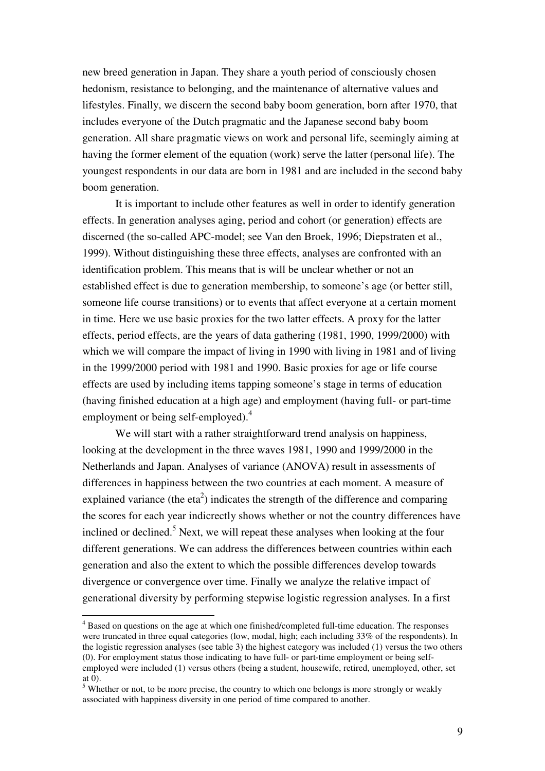new breed generation in Japan. They share a youth period of consciously chosen hedonism, resistance to belonging, and the maintenance of alternative values and lifestyles. Finally, we discern the second baby boom generation, born after 1970, that includes everyone of the Dutch pragmatic and the Japanese second baby boom generation. All share pragmatic views on work and personal life, seemingly aiming at having the former element of the equation (work) serve the latter (personal life). The youngest respondents in our data are born in 1981 and are included in the second baby boom generation.

It is important to include other features as well in order to identify generation effects. In generation analyses aging, period and cohort (or generation) effects are discerned (the so-called APC-model; see Van den Broek, 1996; Diepstraten et al., 1999). Without distinguishing these three effects, analyses are confronted with an identification problem. This means that is will be unclear whether or not an established effect is due to generation membership, to someone's age (or better still, someone life course transitions) or to events that affect everyone at a certain moment in time. Here we use basic proxies for the two latter effects. A proxy for the latter effects, period effects, are the years of data gathering (1981, 1990, 1999/2000) with which we will compare the impact of living in 1990 with living in 1981 and of living in the 1999/2000 period with 1981 and 1990. Basic proxies for age or life course effects are used by including items tapping someone's stage in terms of education (having finished education at a high age) and employment (having full- or part-time employment or being self-employed).[4]

We will start with a rather straightforward trend analysis on happiness, looking at the development in the three waves 1981, 1990 and 1999/2000 in the Netherlands and Japan. Analyses of variance (ANOVA) result in assessments of differences in happiness between the two countries at each moment. A measure of explained variance (the eta$^2$) indicates the strength of the difference and comparing the scores for each year indirectly shows whether or not the country differences have inclined or declined.[5] Next, we will repeat these analyses when looking at the four different generations. We can address the differences between countries within each generation and also the extent to which the possible differences develop towards divergence or convergence over time. Finally we analyze the relative impact of generational diversity by performing stepwise logistic regression analyses. In a first

[4] Based on questions on the age at which one finished/completed full-time education. The responses were truncated in three equal categories (low, modal, high; each including 33% of the respondents). In the logistic regression analyses (see table 3) the highest category was included (1) versus the two others (0). For employment status those indicating to have full- or part-time employment or being self-employed were included (1) versus others (being a student, housewife, retired, unemployed, other, set at 0).

[5] Whether or not, to be more precise, the country to which one belongs is more strongly or weakly associated with happiness diversity in one period of time compared to another.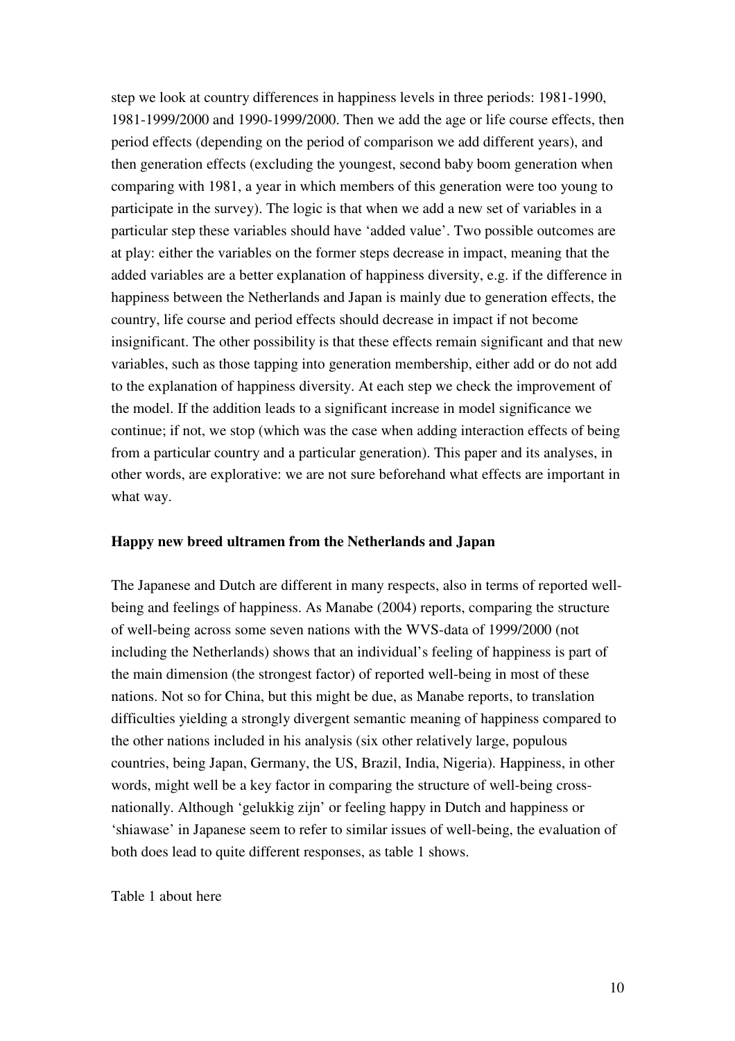step we look at country differences in happiness levels in three periods: 1981-1990, 1981-1999/2000 and 1990-1999/2000. Then we add the age or life course effects, then period effects (depending on the period of comparison we add different years), and then generation effects (excluding the youngest, second baby boom generation when comparing with 1981, a year in which members of this generation were too young to participate in the survey). The logic is that when we add a new set of variables in a particular step these variables should have 'added value'. Two possible outcomes are at play: either the variables on the former steps decrease in impact, meaning that the added variables are a better explanation of happiness diversity, e.g. if the difference in happiness between the Netherlands and Japan is mainly due to generation effects, the country, life course and period effects should decrease in impact if not become insignificant. The other possibility is that these effects remain significant and that new variables, such as those tapping into generation membership, either add or do not add to the explanation of happiness diversity. At each step we check the improvement of the model. If the addition leads to a significant increase in model significance we continue; if not, we stop (which was the case when adding interaction effects of being from a particular country and a particular generation). This paper and its analyses, in other words, are explorative: we are not sure beforehand what effects are important in what way.

**Happy new breed ultramen from the Netherlands and Japan**

The Japanese and Dutch are different in many respects, also in terms of reported well-being and feelings of happiness. As Manabe (2004) reports, comparing the structure of well-being across some seven nations with the WVS-data of 1999/2000 (not including the Netherlands) shows that an individual's feeling of happiness is part of the main dimension (the strongest factor) of reported well-being in most of these nations. Not so for China, but this might be due, as Manabe reports, to translation difficulties yielding a strongly divergent semantic meaning of happiness compared to the other nations included in his analysis (six other relatively large, populous countries, being Japan, Germany, the US, Brazil, India, Nigeria). Happiness, in other words, might well be a key factor in comparing the structure of well-being cross-nationally. Although 'gelukkig zijn' or feeling happy in Dutch and happiness or 'shiawase' in Japanese seem to refer to similar issues of well-being, the evaluation of both does lead to quite different responses, as table 1 shows.

Table 1 about here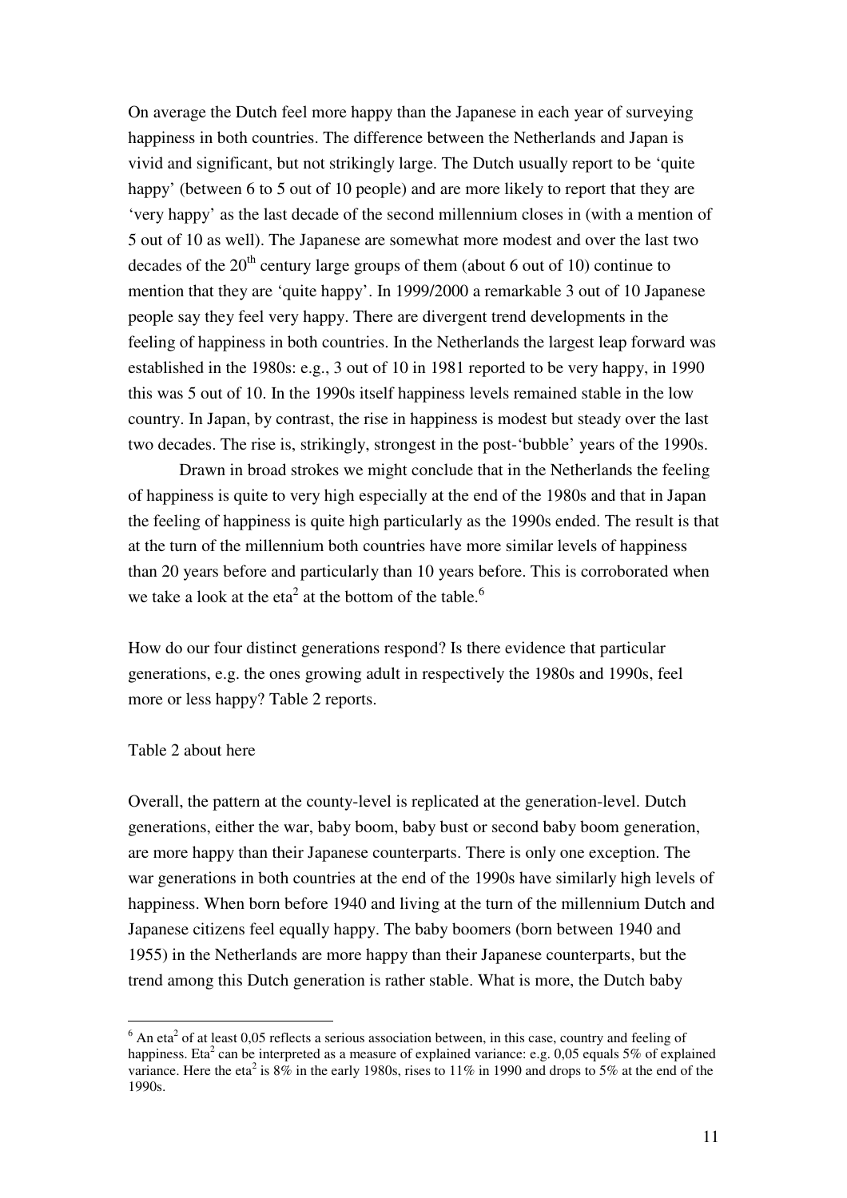On average the Dutch feel more happy than the Japanese in each year of surveying happiness in both countries. The difference between the Netherlands and Japan is vivid and significant, but not strikingly large. The Dutch usually report to be 'quite happy' (between 6 to 5 out of 10 people) and are more likely to report that they are 'very happy' as the last decade of the second millennium closes in (with a mention of 5 out of 10 as well). The Japanese are somewhat more modest and over the last two decades of the 20th century large groups of them (about 6 out of 10) continue to mention that they are 'quite happy'. In 1999/2000 a remarkable 3 out of 10 Japanese people say they feel very happy. There are divergent trend developments in the feeling of happiness in both countries. In the Netherlands the largest leap forward was established in the 1980s: e.g., 3 out of 10 in 1981 reported to be very happy, in 1990 this was 5 out of 10. In the 1990s itself happiness levels remained stable in the low country. In Japan, by contrast, the rise in happiness is modest but steady over the last two decades. The rise is, strikingly, strongest in the post-'bubble' years of the 1990s.

Drawn in broad strokes we might conclude that in the Netherlands the feeling of happiness is quite to very high especially at the end of the 1980s and that in Japan the feeling of happiness is quite high particularly as the 1990s ended. The result is that at the turn of the millennium both countries have more similar levels of happiness than 20 years before and particularly than 10 years before. This is corroborated when we take a look at the $eta^2$ at the bottom of the table.[6]

How do our four distinct generations respond? Is there evidence that particular generations, e.g. the ones growing adult in respectively the 1980s and 1990s, feel more or less happy? Table 2 reports.

Table 2 about here

Overall, the pattern at the county-level is replicated at the generation-level. Dutch generations, either the war, baby boom, baby bust or second baby boom generation, are more happy than their Japanese counterparts. There is only one exception. The war generations in both countries at the end of the 1990s have similarly high levels of happiness. When born before 1940 and living at the turn of the millennium Dutch and Japanese citizens feel equally happy. The baby boomers (born between 1940 and 1955) in the Netherlands are more happy than their Japanese counterparts, but the trend among this Dutch generation is rather stable. What is more, the Dutch baby

---

[6] An $eta^2$ of at least 0,05 reflects a serious association between, in this case, country and feeling of happiness. $Eta^2$ can be interpreted as a measure of explained variance: e.g. 0,05 equals 5% of explained variance. Here the $eta^2$ is 8% in the early 1980s, rises to 11% in 1990 and drops to 5% at the end of the 1990s.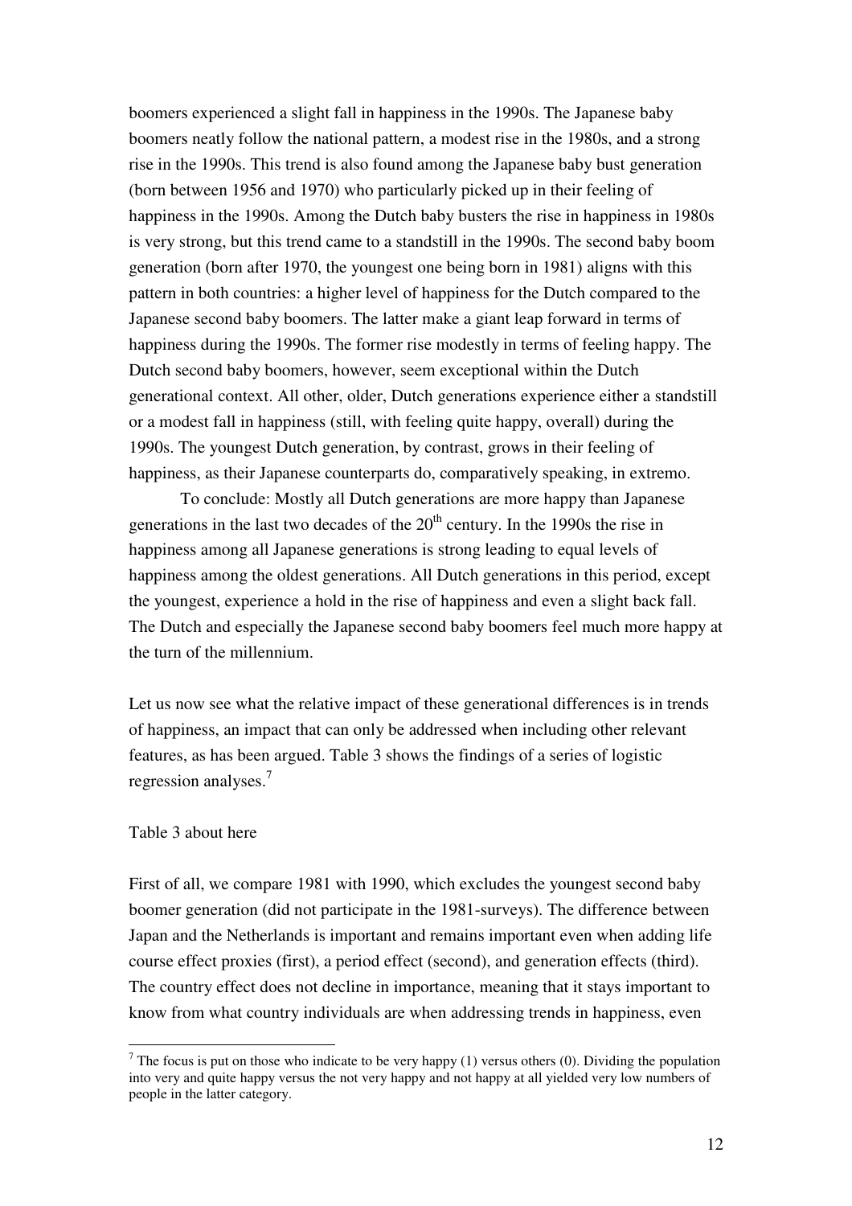boomers experienced a slight fall in happiness in the 1990s. The Japanese baby boomers neatly follow the national pattern, a modest rise in the 1980s, and a strong rise in the 1990s. This trend is also found among the Japanese baby bust generation (born between 1956 and 1970) who particularly picked up in their feeling of happiness in the 1990s. Among the Dutch baby busters the rise in happiness in 1980s is very strong, but this trend came to a standstill in the 1990s. The second baby boom generation (born after 1970, the youngest one being born in 1981) aligns with this pattern in both countries: a higher level of happiness for the Dutch compared to the Japanese second baby boomers. The latter make a giant leap forward in terms of happiness during the 1990s. The former rise modestly in terms of feeling happy. The Dutch second baby boomers, however, seem exceptional within the Dutch generational context. All other, older, Dutch generations experience either a standstill or a modest fall in happiness (still, with feeling quite happy, overall) during the 1990s. The youngest Dutch generation, by contrast, grows in their feeling of happiness, as their Japanese counterparts do, comparatively speaking, in extremo.

To conclude: Mostly all Dutch generations are more happy than Japanese generations in the last two decades of the 20th century. In the 1990s the rise in happiness among all Japanese generations is strong leading to equal levels of happiness among the oldest generations. All Dutch generations in this period, except the youngest, experience a hold in the rise of happiness and even a slight back fall. The Dutch and especially the Japanese second baby boomers feel much more happy at the turn of the millennium.

Let us now see what the relative impact of these generational differences is in trends of happiness, an impact that can only be addressed when including other relevant features, as has been argued. Table 3 shows the findings of a series of logistic regression analyses.[7]

Table 3 about here

First of all, we compare 1981 with 1990, which excludes the youngest second baby boomer generation (did not participate in the 1981-surveys). The difference between Japan and the Netherlands is important and remains important even when adding life course effect proxies (first), a period effect (second), and generation effects (third). The country effect does not decline in importance, meaning that it stays important to know from what country individuals are when addressing trends in happiness, even

---

[7] The focus is put on those who indicate to be very happy (1) versus others (0). Dividing the population into very and quite happy versus the not very happy and not happy at all yielded very low numbers of people in the latter category.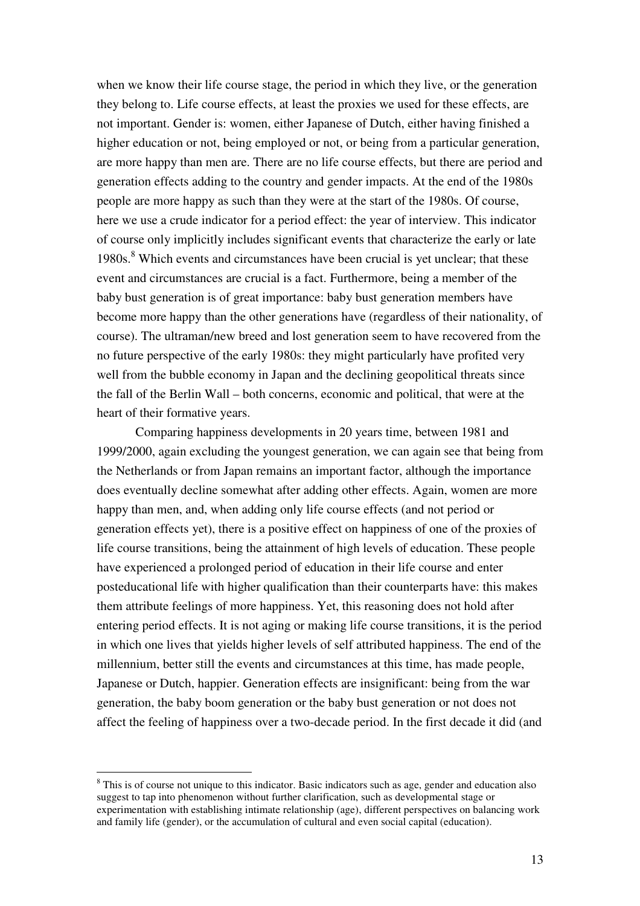when we know their life course stage, the period in which they live, or the generation they belong to. Life course effects, at least the proxies we used for these effects, are not important. Gender is: women, either Japanese of Dutch, either having finished a higher education or not, being employed or not, or being from a particular generation, are more happy than men are. There are no life course effects, but there are period and generation effects adding to the country and gender impacts. At the end of the 1980s people are more happy as such than they were at the start of the 1980s. Of course, here we use a crude indicator for a period effect: the year of interview. This indicator of course only implicitly includes significant events that characterize the early or late 1980s.[8] Which events and circumstances have been crucial is yet unclear; that these event and circumstances are crucial is a fact. Furthermore, being a member of the baby bust generation is of great importance: baby bust generation members have become more happy than the other generations have (regardless of their nationality, of course). The ultraman/new breed and lost generation seem to have recovered from the no future perspective of the early 1980s: they might particularly have profited very well from the bubble economy in Japan and the declining geopolitical threats since the fall of the Berlin Wall – both concerns, economic and political, that were at the heart of their formative years.

Comparing happiness developments in 20 years time, between 1981 and 1999/2000, again excluding the youngest generation, we can again see that being from the Netherlands or from Japan remains an important factor, although the importance does eventually decline somewhat after adding other effects. Again, women are more happy than men, and, when adding only life course effects (and not period or generation effects yet), there is a positive effect on happiness of one of the proxies of life course transitions, being the attainment of high levels of education. These people have experienced a prolonged period of education in their life course and enter posteducational life with higher qualification than their counterparts have: this makes them attribute feelings of more happiness. Yet, this reasoning does not hold after entering period effects. It is not aging or making life course transitions, it is the period in which one lives that yields higher levels of self attributed happiness. The end of the millennium, better still the events and circumstances at this time, has made people, Japanese or Dutch, happier. Generation effects are insignificant: being from the war generation, the baby boom generation or the baby bust generation or not does not affect the feeling of happiness over a two-decade period. In the first decade it did (and

[8] This is of course not unique to this indicator. Basic indicators such as age, gender and education also suggest to tap into phenomenon without further clarification, such as developmental stage or experimentation with establishing intimate relationship (age), different perspectives on balancing work and family life (gender), or the accumulation of cultural and even social capital (education).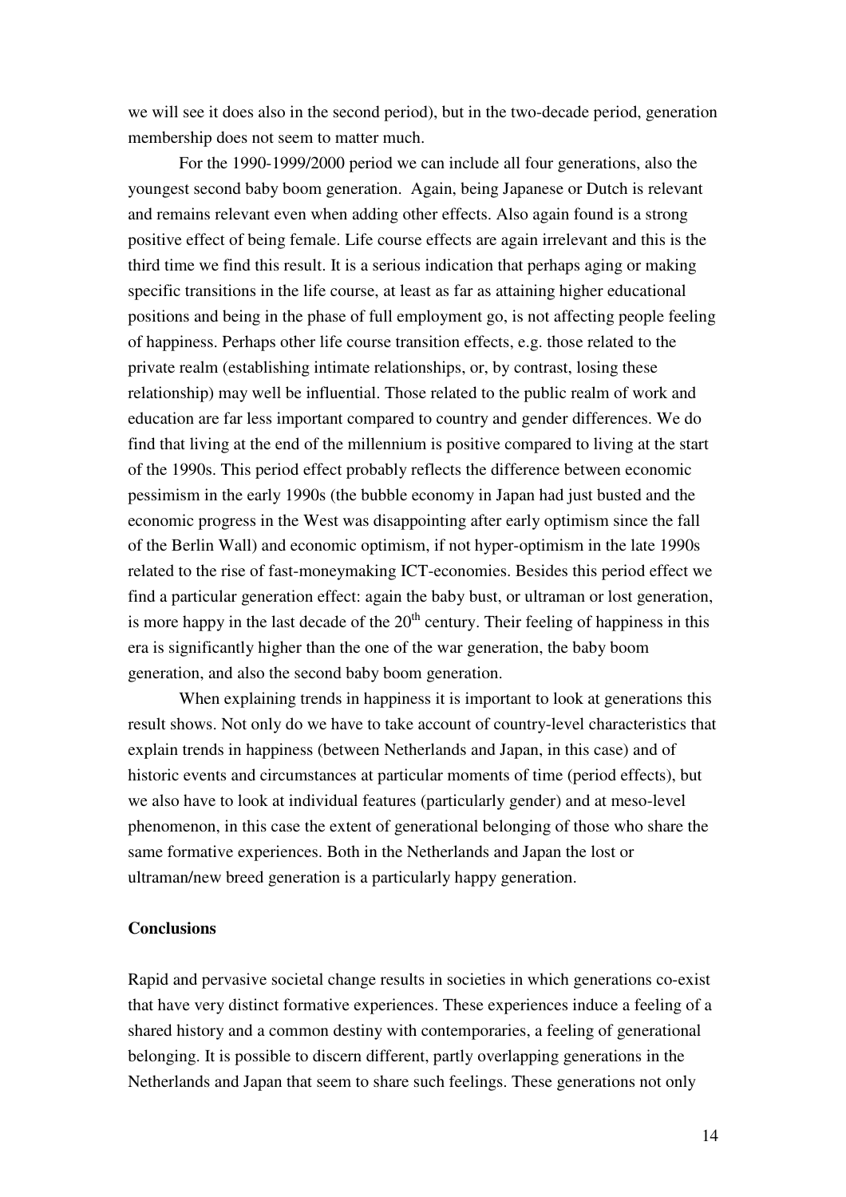we will see it does also in the second period), but in the two-decade period, generation membership does not seem to matter much.

For the 1990-1999/2000 period we can include all four generations, also the youngest second baby boom generation. Again, being Japanese or Dutch is relevant and remains relevant even when adding other effects. Also again found is a strong positive effect of being female. Life course effects are again irrelevant and this is the third time we find this result. It is a serious indication that perhaps aging or making specific transitions in the life course, at least as far as attaining higher educational positions and being in the phase of full employment go, is not affecting people feeling of happiness. Perhaps other life course transition effects, e.g. those related to the private realm (establishing intimate relationships, or, by contrast, losing these relationship) may well be influential. Those related to the public realm of work and education are far less important compared to country and gender differences. We do find that living at the end of the millennium is positive compared to living at the start of the 1990s. This period effect probably reflects the difference between economic pessimism in the early 1990s (the bubble economy in Japan had just busted and the economic progress in the West was disappointing after early optimism since the fall of the Berlin Wall) and economic optimism, if not hyper-optimism in the late 1990s related to the rise of fast-moneymaking ICT-economies. Besides this period effect we find a particular generation effect: again the baby bust, or ultraman or lost generation, is more happy in the last decade of the 20th century. Their feeling of happiness in this era is significantly higher than the one of the war generation, the baby boom generation, and also the second baby boom generation.

When explaining trends in happiness it is important to look at generations this result shows. Not only do we have to take account of country-level characteristics that explain trends in happiness (between Netherlands and Japan, in this case) and of historic events and circumstances at particular moments of time (period effects), but we also have to look at individual features (particularly gender) and at meso-level phenomenon, in this case the extent of generational belonging of those who share the same formative experiences. Both in the Netherlands and Japan the lost or ultraman/new breed generation is a particularly happy generation.

## Conclusions

Rapid and pervasive societal change results in societies in which generations co-exist that have very distinct formative experiences. These experiences induce a feeling of a shared history and a common destiny with contemporaries, a feeling of generational belonging. It is possible to discern different, partly overlapping generations in the Netherlands and Japan that seem to share such feelings. These generations not only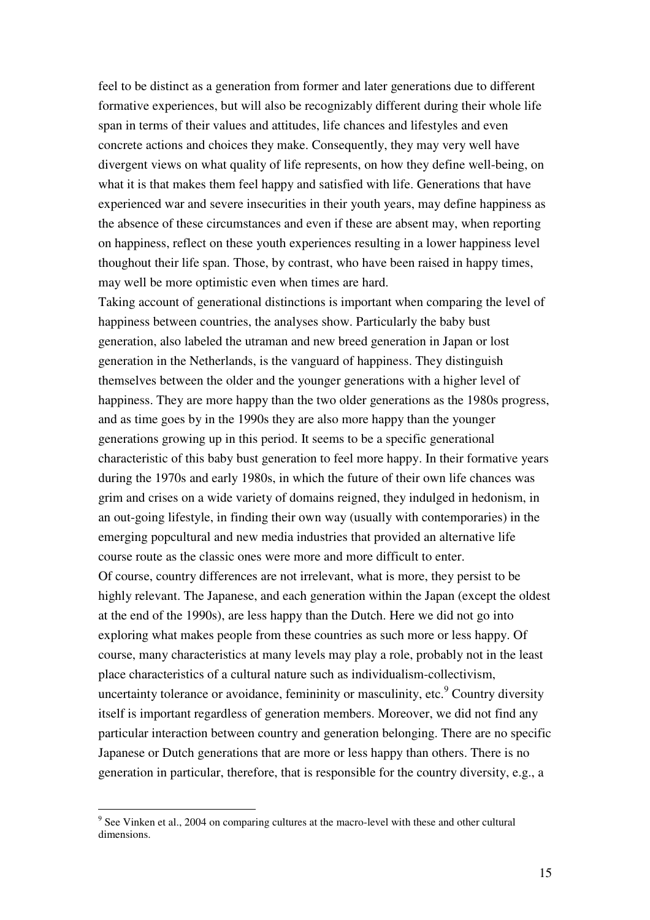feel to be distinct as a generation from former and later generations due to different formative experiences, but will also be recognizably different during their whole life span in terms of their values and attitudes, life chances and lifestyles and even concrete actions and choices they make. Consequently, they may very well have divergent views on what quality of life represents, on how they define well-being, on what it is that makes them feel happy and satisfied with life. Generations that have experienced war and severe insecurities in their youth years, may define happiness as the absence of these circumstances and even if these are absent may, when reporting on happiness, reflect on these youth experiences resulting in a lower happiness level thoughout their life span. Those, by contrast, who have been raised in happy times, may well be more optimistic even when times are hard.

Taking account of generational distinctions is important when comparing the level of happiness between countries, the analyses show. Particularly the baby bust generation, also labeled the utraman and new breed generation in Japan or lost generation in the Netherlands, is the vanguard of happiness. They distinguish themselves between the older and the younger generations with a higher level of happiness. They are more happy than the two older generations as the 1980s progress, and as time goes by in the 1990s they are also more happy than the younger generations growing up in this period. It seems to be a specific generational characteristic of this baby bust generation to feel more happy. In their formative years during the 1970s and early 1980s, in which the future of their own life chances was grim and crises on a wide variety of domains reigned, they indulged in hedonism, in an out-going lifestyle, in finding their own way (usually with contemporaries) in the emerging popcultural and new media industries that provided an alternative life course route as the classic ones were more and more difficult to enter.

Of course, country differences are not irrelevant, what is more, they persist to be highly relevant. The Japanese, and each generation within the Japan (except the oldest at the end of the 1990s), are less happy than the Dutch. Here we did not go into exploring what makes people from these countries as such more or less happy. Of course, many characteristics at many levels may play a role, probably not in the least place characteristics of a cultural nature such as individualism-collectivism, uncertainty tolerance or avoidance, femininity or masculinity, etc.[9] Country diversity itself is important regardless of generation members. Moreover, we did not find any particular interaction between country and generation belonging. There are no specific Japanese or Dutch generations that are more or less happy than others. There is no generation in particular, therefore, that is responsible for the country diversity, e.g., a

---

[9] See Vinken et al., 2004 on comparing cultures at the macro-level with these and other cultural dimensions.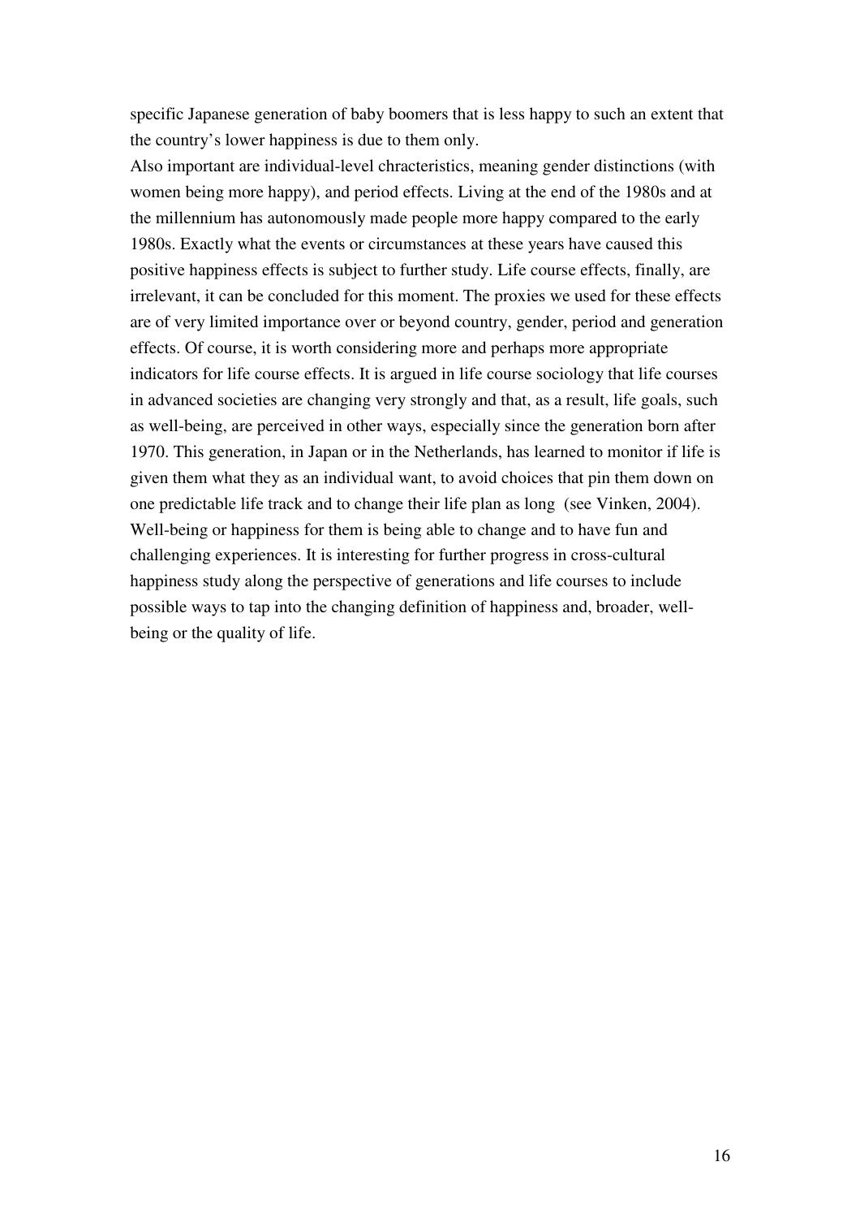specific Japanese generation of baby boomers that is less happy to such an extent that the country's lower happiness is due to them only.

Also important are individual-level chracteristics, meaning gender distinctions (with women being more happy), and period effects. Living at the end of the 1980s and at the millennium has autonomously made people more happy compared to the early 1980s. Exactly what the events or circumstances at these years have caused this positive happiness effects is subject to further study. Life course effects, finally, are irrelevant, it can be concluded for this moment. The proxies we used for these effects are of very limited importance over or beyond country, gender, period and generation effects. Of course, it is worth considering more and perhaps more appropriate indicators for life course effects. It is argued in life course sociology that life courses in advanced societies are changing very strongly and that, as a result, life goals, such as well-being, are perceived in other ways, especially since the generation born after 1970. This generation, in Japan or in the Netherlands, has learned to monitor if life is given them what they as an individual want, to avoid choices that pin them down on one predictable life track and to change their life plan as long (see Vinken, 2004). Well-being or happiness for them is being able to change and to have fun and challenging experiences. It is interesting for further progress in cross-cultural happiness study along the perspective of generations and life courses to include possible ways to tap into the changing definition of happiness and, broader, well-being or the quality of life.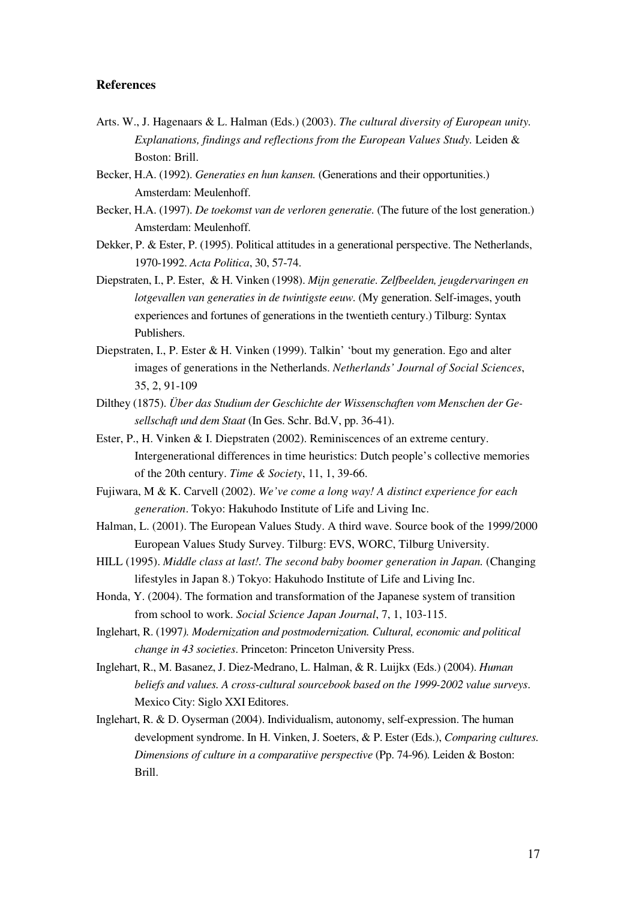### References

Arts. W., J. Hagenaars & L. Halman (Eds.) (2003). *The cultural diversity of European unity. Explanations, findings and reflections from the European Values Study.* Leiden & Boston: Brill.

Becker, H.A. (1992). *Generaties en hun kansen.* (Generations and their opportunities.) Amsterdam: Meulenhoff.

Becker, H.A. (1997). *De toekomst van de verloren generatie.* (The future of the lost generation.) Amsterdam: Meulenhoff.

Dekker, P. & Ester, P. (1995). Political attitudes in a generational perspective. The Netherlands, 1970-1992. *Acta Politica*, 30, 57-74.

Diepstraten, I., P. Ester, & H. Vinken (1998). *Mijn generatie. Zelfbeelden, jeugdervaringen en lotgevallen van generaties in de twintigste eeuw.* (My generation. Self-images, youth experiences and fortunes of generations in the twentieth century.) Tilburg: Syntax Publishers.

Diepstraten, I., P. Ester & H. Vinken (1999). Talkin' 'bout my generation. Ego and alter images of generations in the Netherlands. *Netherlands' Journal of Social Sciences*, 35, 2, 91-109

Dilthey (1875). *Über das Studium der Geschichte der Wissenschaften vom Menschen der Gesellschaft und dem Staat* (In Ges. Schr. Bd.V, pp. 36-41).

Ester, P., H. Vinken & I. Diepstraten (2002). Reminiscences of an extreme century. Intergenerational differences in time heuristics: Dutch people's collective memories of the 20th century. *Time & Society*, 11, 1, 39-66.

Fujiwara, M & K. Carvell (2002). *We've come a long way! A distinct experience for each generation*. Tokyo: Hakuhodo Institute of Life and Living Inc.

Halman, L. (2001). The European Values Study. A third wave. Source book of the 1999/2000 European Values Study Survey. Tilburg: EVS, WORC, Tilburg University.

HILL (1995). *Middle class at last!. The second baby boomer generation in Japan.* (Changing lifestyles in Japan 8.) Tokyo: Hakuhodo Institute of Life and Living Inc.

Honda, Y. (2004). The formation and transformation of the Japanese system of transition from school to work. *Social Science Japan Journal*, 7, 1, 103-115.

Inglehart, R. (1997*). Modernization and postmodernization. Cultural, economic and political change in 43 societies*. Princeton: Princeton University Press.

Inglehart, R., M. Basanez, J. Diez-Medrano, L. Halman, & R. Luijkx (Eds.) (2004). *Human beliefs and values. A cross-cultural sourcebook based on the 1999-2002 value surveys*. Mexico City: Siglo XXI Editores.

Inglehart, R. & D. Oyserman (2004). Individualism, autonomy, self-expression. The human development syndrome. In H. Vinken, J. Soeters, & P. Ester (Eds.), *Comparing cultures. Dimensions of culture in a comparatiive perspective* (Pp. 74-96)*.* Leiden & Boston: Brill.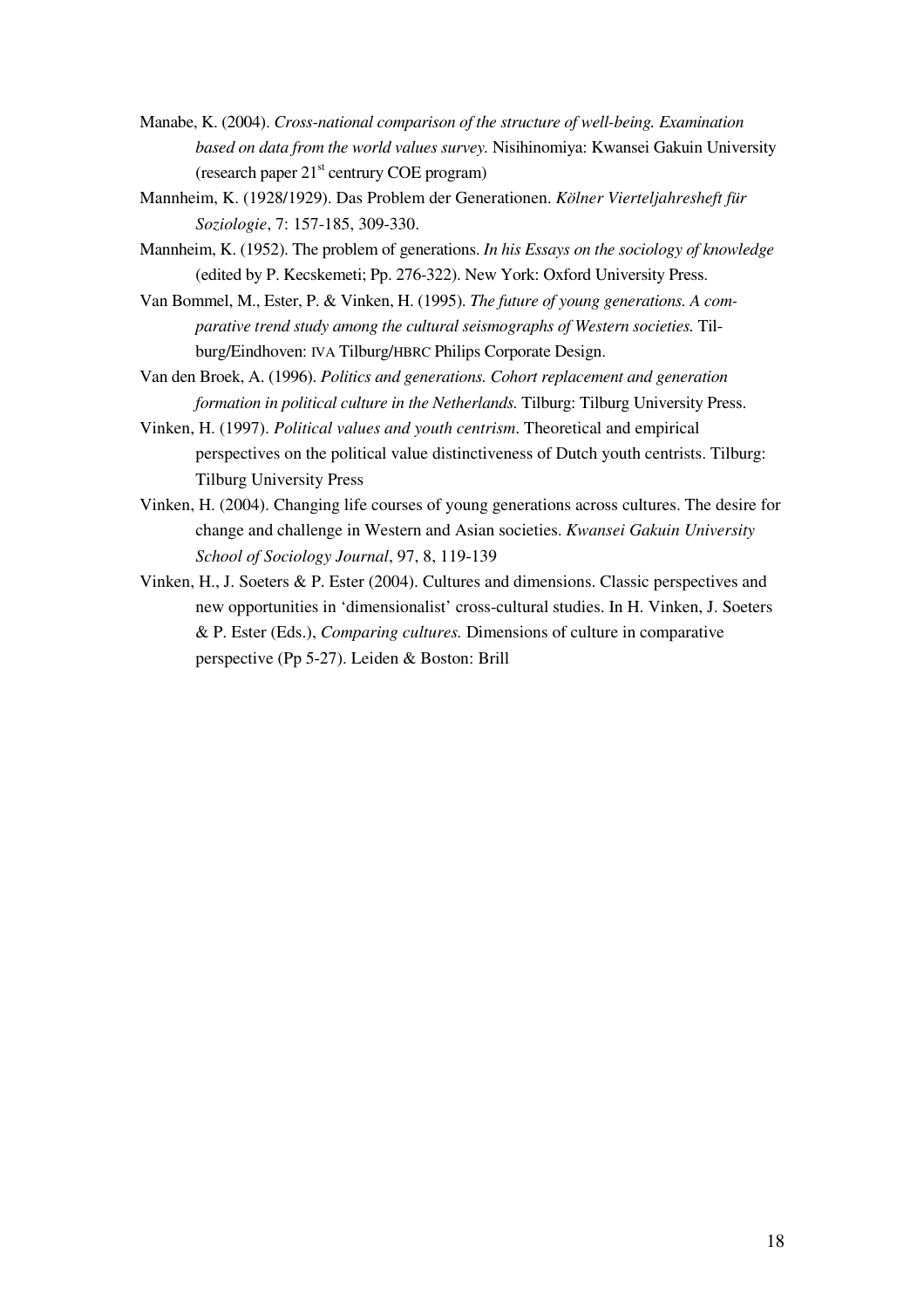Manabe, K. (2004). *Cross-national comparison of the structure of well-being. Examination based on data from the world values survey.* Nisihinomiya: Kwansei Gakuin University (research paper 21st centrury COE program)

Mannheim, K. (1928/1929). Das Problem der Generationen. *Kölner Vierteljahresheft für Soziologie*, 7: 157-185, 309-330.

Mannheim, K. (1952). The problem of generations. *In his Essays on the sociology of knowledge* (edited by P. Kecskemeti; Pp. 276-322). New York: Oxford University Press.

Van Bommel, M., Ester, P. & Vinken, H. (1995). *The future of young generations. A comparative trend study among the cultural seismographs of Western societies.* Tilburg/Eindhoven: IVA Tilburg/HBRC Philips Corporate Design.

Van den Broek, A. (1996). *Politics and generations. Cohort replacement and generation formation in political culture in the Netherlands.* Tilburg: Tilburg University Press.

Vinken, H. (1997). *Political values and youth centrism*. Theoretical and empirical perspectives on the political value distinctiveness of Dutch youth centrists. Tilburg: Tilburg University Press

Vinken, H. (2004). Changing life courses of young generations across cultures. The desire for change and challenge in Western and Asian societies. *Kwansei Gakuin University School of Sociology Journal*, 97, 8, 119-139

Vinken, H., J. Soeters & P. Ester (2004). Cultures and dimensions. Classic perspectives and new opportunities in 'dimensionalist' cross-cultural studies. In H. Vinken, J. Soeters & P. Ester (Eds.), *Comparing cultures.* Dimensions of culture in comparative perspective (Pp 5-27). Leiden & Boston: Brill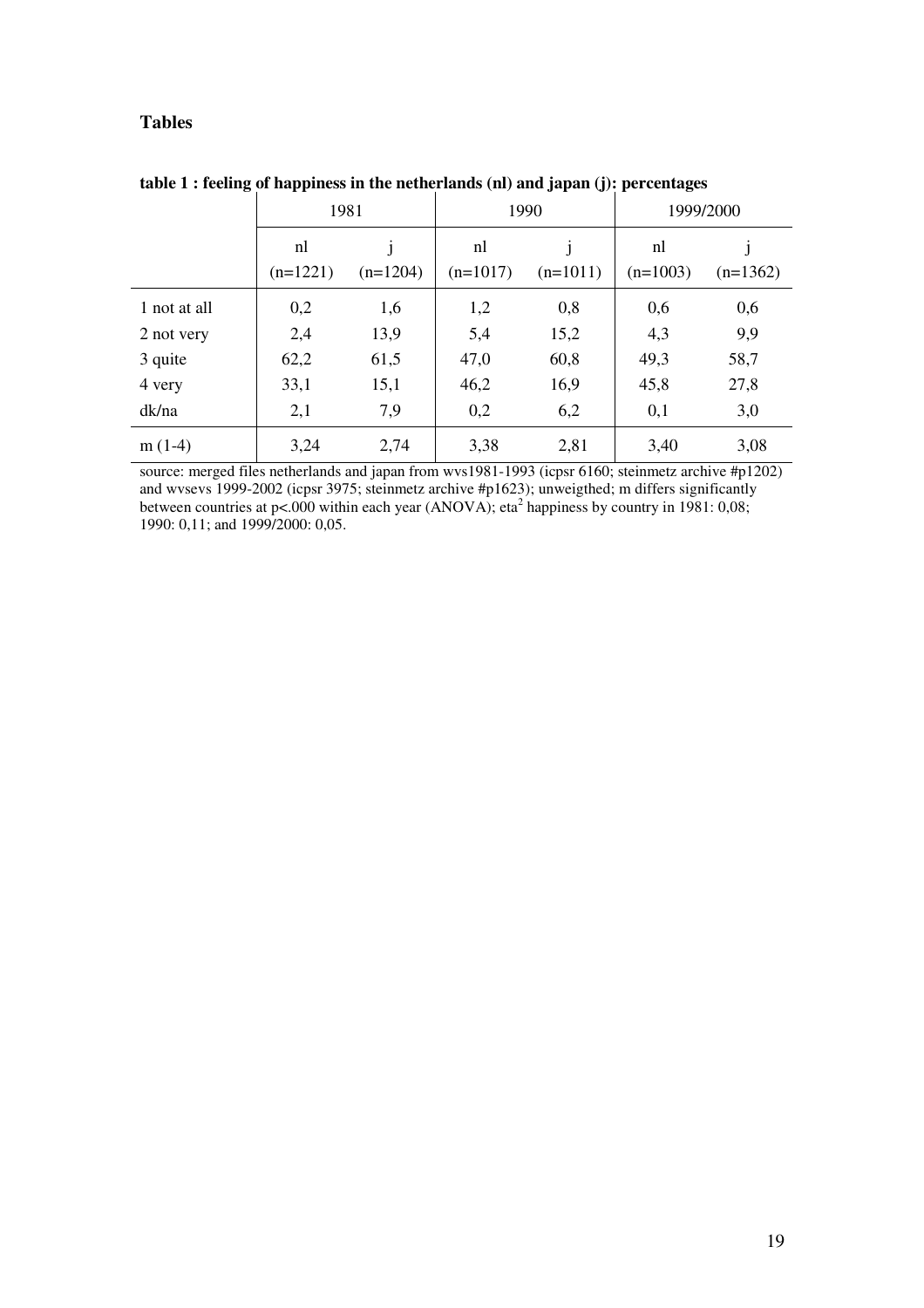## Tables

**table 1 : feeling of happiness in the netherlands (nl) and japan (j): percentages**

| | 1981 | | 1990 | | 1999/2000 | |
|---|---|---|---|---|---|---|
| | nl (n=1221) | j (n=1204) | nl (n=1017) | j (n=1011) | nl (n=1003) | j (n=1362) |
| 1 not at all | 0,2 | 1,6 | 1,2 | 0,8 | 0,6 | 0,6 |
| 2 not very | 2,4 | 13,9 | 5,4 | 15,2 | 4,3 | 9,9 |
| 3 quite | 62,2 | 61,5 | 47,0 | 60,8 | 49,3 | 58,7 |
| 4 very | 33,1 | 15,1 | 46,2 | 16,9 | 45,8 | 27,8 |
| dk/na | 2,1 | 7,9 | 0,2 | 6,2 | 0,1 | 3,0 |
| m (1-4) | 3,24 | 2,74 | 3,38 | 2,81 | 3,40 | 3,08 |

source: merged files netherlands and japan from wvs1981-1993 (icpsr 6160; steinmetz archive #p1202) and wvsevs 1999-2002 (icpsr 3975; steinmetz archive #p1623); unweigthed; m differs significantly between countries at p<.000 within each year (ANOVA); $eta^2$ happiness by country in 1981: 0,08; 1990: 0,11; and 1999/2000: 0,05.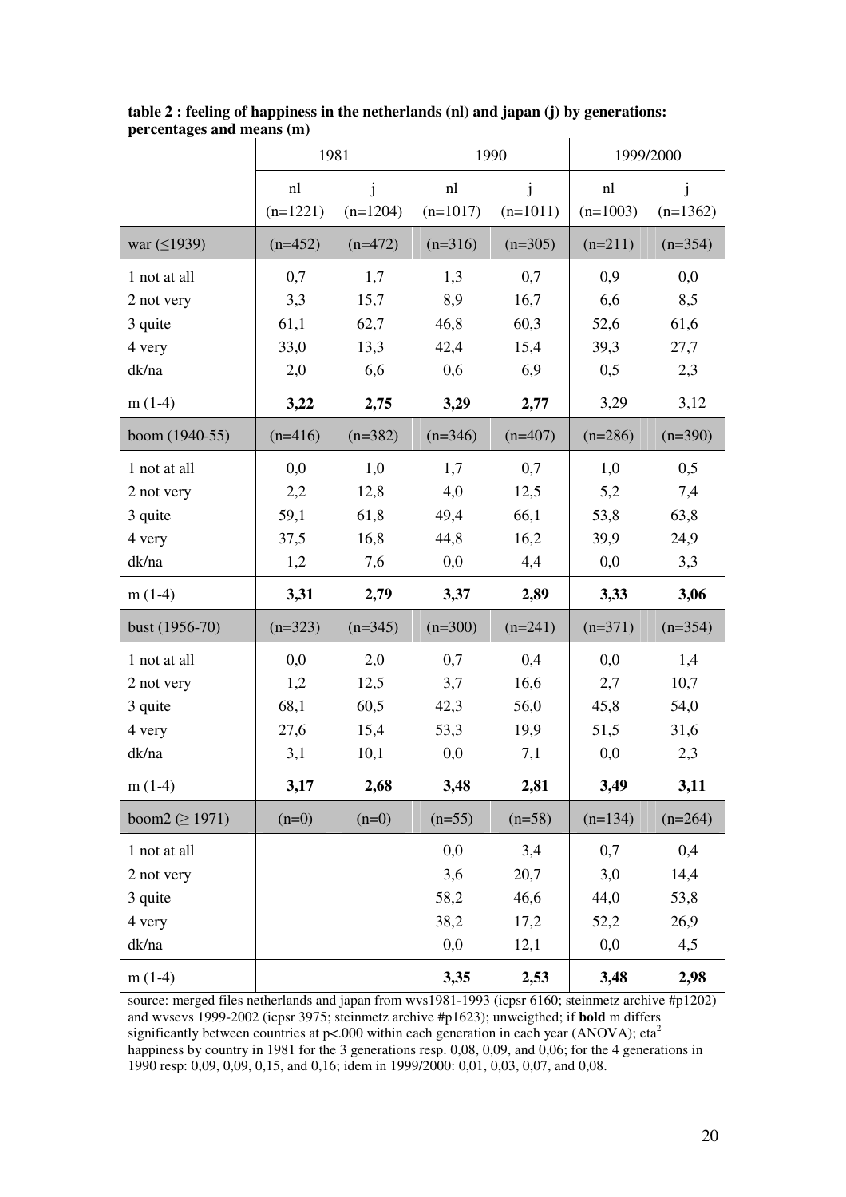**table 2 : feeling of happiness in the netherlands (nl) and japan (j) by generations: percentages and means (m)**

| | 1981 | | 1990 | | 1999/2000 | |
|---|---|---|---|---|---|---|
| | nl (n=1221) | j (n=1204) | nl (n=1017) | j (n=1011) | nl (n=1003) | j (n=1362) |
| war (≤1939) | (n=452) | (n=472) | (n=316) | (n=305) | (n=211) | (n=354) |
| 1 not at all | 0,7 | 1,7 | 1,3 | 0,7 | 0,9 | 0,0 |
| 2 not very | 3,3 | 15,7 | 8,9 | 16,7 | 6,6 | 8,5 |
| 3 quite | 61,1 | 62,7 | 46,8 | 60,3 | 52,6 | 61,6 |
| 4 very | 33,0 | 13,3 | 42,4 | 15,4 | 39,3 | 27,7 |
| dk/na | 2,0 | 6,6 | 0,6 | 6,9 | 0,5 | 2,3 |
| m (1-4) | **3,22** | **2,75** | **3,29** | **2,77** | 3,29 | 3,12 |
| boom (1940-55) | (n=416) | (n=382) | (n=346) | (n=407) | (n=286) | (n=390) |
| 1 not at all | 0,0 | 1,0 | 1,7 | 0,7 | 1,0 | 0,5 |
| 2 not very | 2,2 | 12,8 | 4,0 | 12,5 | 5,2 | 7,4 |
| 3 quite | 59,1 | 61,8 | 49,4 | 66,1 | 53,8 | 63,8 |
| 4 very | 37,5 | 16,8 | 44,8 | 16,2 | 39,9 | 24,9 |
| dk/na | 1,2 | 7,6 | 0,0 | 4,4 | 0,0 | 3,3 |
| m (1-4) | **3,31** | **2,79** | **3,37** | **2,89** | **3,33** | **3,06** |
| bust (1956-70) | (n=323) | (n=345) | (n=300) | (n=241) | (n=371) | (n=354) |
| 1 not at all | 0,0 | 2,0 | 0,7 | 0,4 | 0,0 | 1,4 |
| 2 not very | 1,2 | 12,5 | 3,7 | 16,6 | 2,7 | 10,7 |
| 3 quite | 68,1 | 60,5 | 42,3 | 56,0 | 45,8 | 54,0 |
| 4 very | 27,6 | 15,4 | 53,3 | 19,9 | 51,5 | 31,6 |
| dk/na | 3,1 | 10,1 | 0,0 | 7,1 | 0,0 | 2,3 |
| m (1-4) | **3,17** | **2,68** | **3,48** | **2,81** | **3,49** | **3,11** |
| boom2 (≥ 1971) | (n=0) | (n=0) | (n=55) | (n=58) | (n=134) | (n=264) |
| 1 not at all | | | 0,0 | 3,4 | 0,7 | 0,4 |
| 2 not very | | | 3,6 | 20,7 | 3,0 | 14,4 |
| 3 quite | | | 58,2 | 46,6 | 44,0 | 53,8 |
| 4 very | | | 38,2 | 17,2 | 52,2 | 26,9 |
| dk/na | | | 0,0 | 12,1 | 0,0 | 4,5 |
| m (1-4) | | | **3,35** | **2,53** | **3,48** | **2,98** |

source: merged files netherlands and japan from wvs1981-1993 (icpsr 6160; steinmetz archive #p1202) and wvsevs 1999-2002 (icpsr 3975; steinmetz archive #p1623); unweigthed; if **bold** m differs significantly between countries at p<.000 within each generation in each year (ANOVA); eta$^2$ happiness by country in 1981 for the 3 generations resp. 0,08, 0,09, and 0,06; for the 4 generations in 1990 resp: 0,09, 0,09, 0,15, and 0,16; idem in 1999/2000: 0,01, 0,03, 0,07, and 0,08.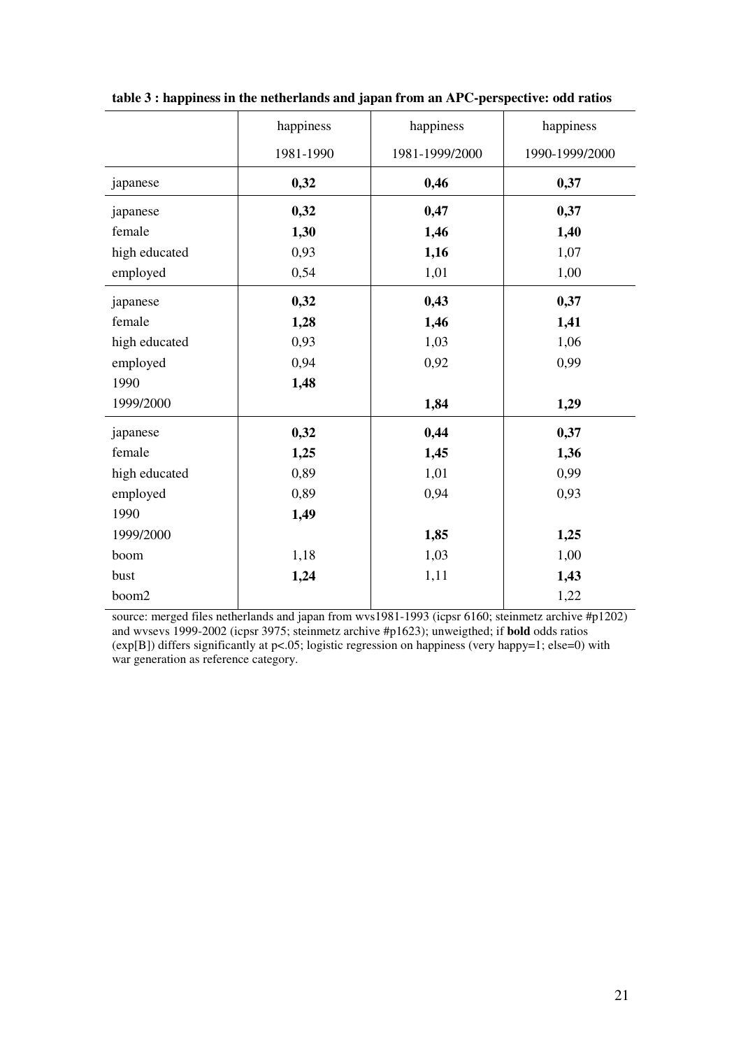**table 3 : happiness in the netherlands and japan from an APC-perspective: odd ratios**

| | happiness 1981-1990 | happiness 1981-1999/2000 | happiness 1990-1999/2000 |
|---|---|---|---|
| japanese | **0,32** | **0,46** | **0,37** |
| japanese | **0,32** | **0,47** | **0,37** |
| female | **1,30** | **1,46** | **1,40** |
| high educated | 0,93 | **1,16** | 1,07 |
| employed | 0,54 | 1,01 | 1,00 |
| japanese | **0,32** | **0,43** | **0,37** |
| female | **1,28** | **1,46** | **1,41** |
| high educated | 0,93 | 1,03 | 1,06 |
| employed | 0,94 | 0,92 | 0,99 |
| 1990 | **1,48** | | |
| 1999/2000 | | **1,84** | **1,29** |
| japanese | **0,32** | **0,44** | **0,37** |
| female | **1,25** | **1,45** | **1,36** |
| high educated | 0,89 | 1,01 | 0,99 |
| employed | 0,89 | 0,94 | 0,93 |
| 1990 | **1,49** | | |
| 1999/2000 | | **1,85** | **1,25** |
| boom | 1,18 | 1,03 | 1,00 |
| bust | **1,24** | 1,11 | **1,43** |
| boom2 | | | 1,22 |

source: merged files netherlands and japan from wvs1981-1993 (icpsr 6160; steinmetz archive #p1202) and wvsevs 1999-2002 (icpsr 3975; steinmetz archive #p1623); unweigthed; if **bold** odds ratios (exp[B]) differs significantly at p<.05; logistic regression on happiness (very happy=1; else=0) with war generation as reference category.